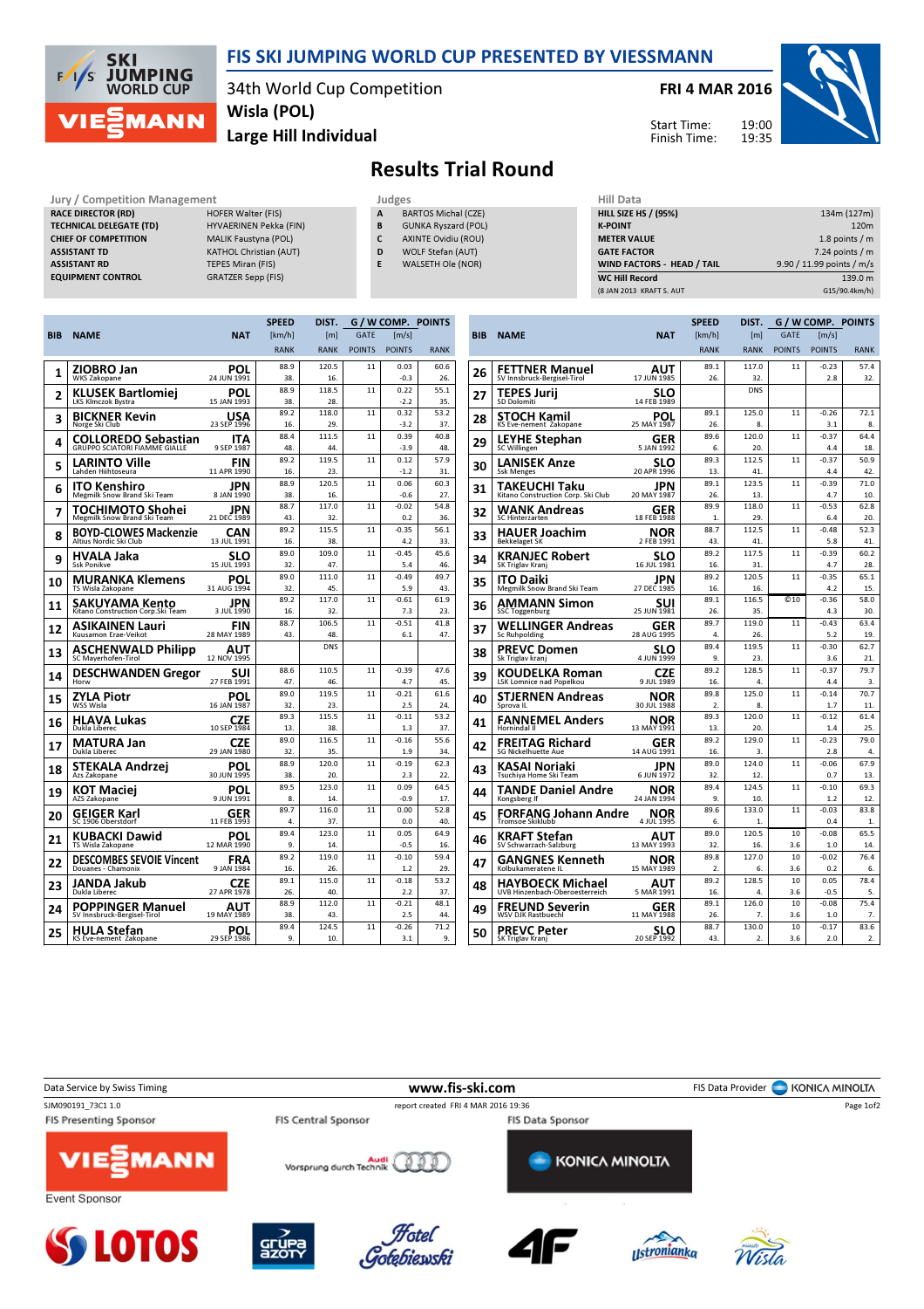# FIS SKI JUMPING WORLD CUP PRESENTED BY VIESSMANN

34th World Cup Competition
**Wisla (POL)**
**Large Hill Individual**

**FRI 4 MAR 2016**

Start Time: 19:00
Finish Time: 19:35

## Results Trial Round

| Jury / Competition Management | |
|---|---|
| RACE DIRECTOR (RD) | HOFER Walter (FIS) |
| TECHNICAL DELEGATE (TD) | HYVAERINEN Pekka (FIN) |
| CHIEF OF COMPETITION | MALIK Faustyna (POL) |
| ASSISTANT TD | KATHOL Christian (AUT) |
| ASSISTANT RD | TEPES Miran (FIS) |
| EQUIPMENT CONTROL | GRATZER Sepp (FIS) |

| Judges | |
|---|---|
| A | BARTOS Michal (CZE) |
| B | GUNKA Ryszard (POL) |
| C | AXINTE Ovidiu (ROU) |
| D | WOLF Stefan (AUT) |
| E | WALSETH Ole (NOR) |

| Hill Data | |
|---|---|
| HILL SIZE HS / (95%) | 134m (127m) |
| K-POINT | 120m |
| METER VALUE | 1.8 points / m |
| GATE FACTOR | 7.24 points / m |
| WIND FACTORS - HEAD / TAIL | 9.90 / 11.99 points / m/s |
| WC Hill Record | 139.0 m |
| (8 JAN 2013 KRAFT S. AUT | G15/90.4km/h) |

| BIB | NAME | NAT | SPEED [km/h] | SPEED RANK | DIST. [m] | DIST. RANK | GATE | GATE POINTS | WIND [m/s] | WIND POINTS | POINTS | RANK |
|---|---|---|---|---|---|---|---|---|---|---|---|---|
| 1 | ZIOBRO Jan, WKS Zakopane | POL, 24 JUN 1991 | 88.9 | 38. | 120.5 | 16. | 11 | | 0.03 | -0.3 | 60.6 | 26. |
| 2 | KLUSEK Bartlomiej, LKS Klmczok Bystra | POL, 15 JAN 1993 | 88.9 | 38. | 118.5 | 28. | 11 | | 0.22 | -2.2 | 55.1 | 35. |
| 3 | BICKNER Kevin, Norge Ski Club | USA, 23 SEP 1996 | 89.2 | 16. | 118.0 | 29. | 11 | | 0.32 | -3.2 | 53.2 | 37. |
| 4 | COLLOREDO Sebastian, GRUPPO SCIATORI FIAMME GIALLE | ITA, 9 SEP 1987 | 88.4 | 48. | 111.5 | 44. | 11 | | 0.39 | -3.9 | 40.8 | 48. |
| 5 | LARINTO Ville, Lahden Hiihtoseura | FIN, 11 APR 1990 | 89.2 | 16. | 119.5 | 23. | 11 | | 0.12 | -1.2 | 57.9 | 31. |
| 6 | ITO Kenshiro, Megmilk Snow Brand Ski Team | JPN, 8 JAN 1990 | 88.9 | 38. | 120.5 | 16. | 11 | | 0.06 | -0.6 | 60.3 | 27. |
| 7 | TOCHIMOTO Shohei, Megmilk Snow Brand Ski Team | JPN, 21 DEC 1989 | 88.7 | 43. | 117.0 | 32. | 11 | | -0.02 | 0.2 | 54.8 | 36. |
| 8 | BOYD-CLOWES Mackenzie, Altius Nordic Ski Club | CAN, 13 JUL 1991 | 89.2 | 16. | 115.5 | 38. | 11 | | -0.35 | 4.2 | 56.1 | 33. |
| 9 | HVALA Jaka, Ssk Ponikve | SLO, 15 JUL 1993 | 89.0 | 32. | 109.0 | 47. | 11 | | -0.45 | 5.4 | 45.6 | 46. |
| 10 | MURANKA Klemens, TS Wisla Zakopane | POL, 31 AUG 1994 | 89.0 | 32. | 111.0 | 45. | 11 | | -0.49 | 5.9 | 49.7 | 43. |
| 11 | SAKUYAMA Kento, Kitano Construction Corp.Ski Team | JPN, 3 JUL 1990 | 89.2 | 16. | 117.0 | 32. | 11 | | -0.61 | 7.3 | 61.9 | 23. |
| 12 | ASIKAINEN Lauri, Kuusamon Erae-Veikot | FIN, 28 MAY 1989 | 88.7 | 43. | 106.5 | 48. | 11 | | -0.51 | 6.1 | 41.8 | 47. |
| 13 | ASCHENWALD Philipp, SC Mayerhofen-Tirol | AUT, 12 NOV 1995 | | | DNS | | | | | | | |
| 14 | DESCHWANDEN Gregor, Horw | SUI, 27 FEB 1991 | 88.6 | 47. | 110.5 | 46. | 11 | | -0.39 | 4.7 | 47.6 | 45. |
| 15 | ZYLA Piotr, WSS Wisla | POL, 16 JAN 1987 | 89.0 | 32. | 119.5 | 23. | 11 | | -0.21 | 2.5 | 61.6 | 24. |
| 16 | HLAVA Lukas, Dukla Liberec | CZE, 10 SEP 1984 | 89.3 | 13. | 115.5 | 38. | 11 | | -0.11 | 1.3 | 53.2 | 37. |
| 17 | MATURA Jan, Dukla Liberec | CZE, 29 JAN 1980 | 89.0 | 32. | 116.5 | 35. | 11 | | -0.16 | 1.9 | 55.6 | 34. |
| 18 | STEKALA Andrzej, Azs Zakopane | POL, 30 JUN 1995 | 88.9 | 38. | 120.0 | 20. | 11 | | -0.19 | 2.3 | 62.3 | 22. |
| 19 | KOT Maciej, AZS Zakopane | POL, 9 JUN 1991 | 89.5 | 8. | 123.0 | 14. | 11 | | 0.09 | -0.9 | 64.5 | 17. |
| 20 | GEIGER Karl, SC 1906 Oberstdorf | GER, 11 FEB 1993 | 89.7 | 4. | 116.0 | 37. | 11 | | 0.00 | 0.0 | 52.8 | 40. |
| 21 | KUBACKI Dawid, TS Wisla Zakopane | POL, 12 MAR 1990 | 89.4 | 9. | 123.0 | 14. | 11 | | 0.05 | -0.5 | 64.9 | 16. |
| 22 | DESCOMBES SEVOIE Vincent, Douanes - Chamonix | FRA, 9 JAN 1984 | 89.2 | 16. | 119.0 | 26. | 11 | | -0.10 | 1.2 | 59.4 | 29. |
| 23 | JANDA Jakub, Dukla Liberec | CZE, 27 APR 1978 | 89.1 | 26. | 115.0 | 40. | 11 | | -0.18 | 2.2 | 53.2 | 37. |
| 24 | POPPINGER Manuel, SV Innsbruck-Bergisel-Tirol | AUT, 19 MAY 1989 | 88.9 | 38. | 112.0 | 43. | 11 | | -0.21 | 2.5 | 48.1 | 44. |
| 25 | HULA Stefan, KS Eve-nement Zakopane | POL, 29 SEP 1986 | 89.4 | 9. | 124.5 | 10. | 11 | | -0.26 | 3.1 | 71.2 | 9. |
| 26 | FETTNER Manuel, SV Innsbruck-Bergisel-Tirol | AUT, 17 JUN 1985 | 89.1 | 26. | 117.0 | 32. | 11 | | -0.23 | 2.8 | 57.4 | 32. |
| 27 | TEPES Jurij, SD Dolomiti | SLO, 14 FEB 1989 | | | DNS | | | | | | | |
| 28 | STOCH Kamil, KS Eve-nement Zakopane | POL, 25 MAY 1987 | 89.1 | 26. | 125.0 | 8. | 11 | | -0.26 | 3.1 | 72.1 | 8. |
| 29 | LEYHE Stephan, SC Willingen | GER, 5 JAN 1992 | 89.6 | 6. | 120.0 | 20. | 11 | | -0.37 | 4.4 | 64.4 | 18. |
| 30 | LANISEK Anze, Ssk Menges | SLO, 20 APR 1996 | 89.3 | 13. | 112.5 | 41. | 11 | | -0.37 | 4.4 | 50.9 | 42. |
| 31 | TAKEUCHI Taku, Kitano Construction Corp. Ski Club | JPN, 20 MAY 1987 | 89.1 | 26. | 123.5 | 13. | 11 | | -0.39 | 4.7 | 71.0 | 10. |
| 32 | WANK Andreas, SC Hinterzarten | GER, 18 FEB 1988 | 89.9 | 1. | 118.0 | 29. | 11 | | -0.53 | 6.4 | 62.8 | 20. |
| 33 | HAUER Joachim, Bekkelaget SK | NOR, 2 FEB 1991 | 88.7 | 43. | 112.5 | 41. | 11 | | -0.48 | 5.8 | 52.3 | 41. |
| 34 | KRANJEC Robert, SK Triglav Kranj | SLO, 16 JUL 1981 | 89.2 | 16. | 117.5 | 31. | 11 | | -0.39 | 4.7 | 60.2 | 28. |
| 35 | ITO Daiki, Megmilk Snow Brand Ski Team | JPN, 27 DEC 1985 | 89.2 | 16. | 120.5 | 16. | 11 | | -0.35 | 4.2 | 65.1 | 15. |
| 36 | AMMANN Simon, SSC Toggenburg | SUI, 25 JUN 1981 | 89.1 | 26. | 116.5 | 35. | ©10 | | -0.36 | 4.3 | 58.0 | 30. |
| 37 | WELLINGER Andreas, Sc Ruhpolding | GER, 28 AUG 1995 | 89.7 | 4. | 119.0 | 26. | 11 | | -0.43 | 5.2 | 63.4 | 19. |
| 38 | PREVC Domen, Sk Triglav kranj | SLO, 4 JUN 1999 | 89.4 | 9. | 119.5 | 23. | 11 | | -0.30 | 3.6 | 62.7 | 21. |
| 39 | KOUDELKA Roman, LSK Lomnice nad Popelkou | CZE, 9 JUL 1989 | 89.2 | 16. | 128.5 | 4. | 11 | | -0.37 | 4.4 | 79.7 | 3. |
| 40 | STJERNEN Andreas, Sprova IL | NOR, 30 JUL 1988 | 89.8 | 2. | 125.0 | 8. | 11 | | -0.14 | 1.7 | 70.7 | 11. |
| 41 | FANNEMEL Anders, Hornindal Il | NOR, 13 MAY 1991 | 89.3 | 13. | 120.0 | 20. | 11 | | -0.12 | 1.4 | 61.4 | 25. |
| 42 | FREITAG Richard, SG Nickelhuette Aue | GER, 14 AUG 1991 | 89.2 | 16. | 129.0 | 3. | 11 | | -0.23 | 2.8 | 79.0 | 4. |
| 43 | KASAI Noriaki, Tsuchiya Home Ski Team | JPN, 6 JUN 1972 | 89.0 | 32. | 124.0 | 12. | 11 | | -0.06 | 0.7 | 67.9 | 13. |
| 44 | TANDE Daniel Andre, Kongsberg If | NOR, 24 JAN 1994 | 89.4 | 9. | 124.5 | 10. | 11 | | -0.10 | 1.2 | 69.3 | 12. |
| 45 | FORFANG Johann Andre, Tromsoe Skiklubb | NOR, 4 JUL 1995 | 89.6 | 6. | 133.0 | 1. | 11 | | -0.03 | 0.4 | 83.8 | 1. |
| 46 | KRAFT Stefan, SV Schwarzach-Salzburg | AUT, 13 MAY 1993 | 89.0 | 32. | 120.5 | 16. | 10 | 3.6 | -0.08 | 1.0 | 65.5 | 14. |
| 47 | GANGNES Kenneth, Kolbukameratene IL | NOR, 15 MAY 1989 | 89.8 | 2. | 127.0 | 6. | 10 | 3.6 | -0.02 | 0.2 | 76.4 | 6. |
| 48 | HAYBOECK Michael, UVB Hinzenbach-Oberoesterreich | AUT, 5 MAR 1991 | 89.2 | 16. | 128.5 | 4. | 10 | 3.6 | 0.05 | -0.5 | 78.4 | 5. |
| 49 | FREUND Severin, WSV DJK Rastbuechl | GER, 11 MAY 1988 | 89.1 | 26. | 126.0 | 7. | 10 | 3.6 | -0.08 | 1.0 | 75.4 | 7. |
| 50 | PREVC Peter, SK Triglav Kranj | SLO, 20 SEP 1992 | 88.7 | 43. | 130.0 | 2. | 10 | 3.6 | -0.17 | 2.0 | 83.6 | 2. |

Data Service by Swiss Timing — www.fis-ski.com — FIS Data Provider KONICA MINOLTA

SJM090191_73C1 1.0 — report created FRI 4 MAR 2016 19:36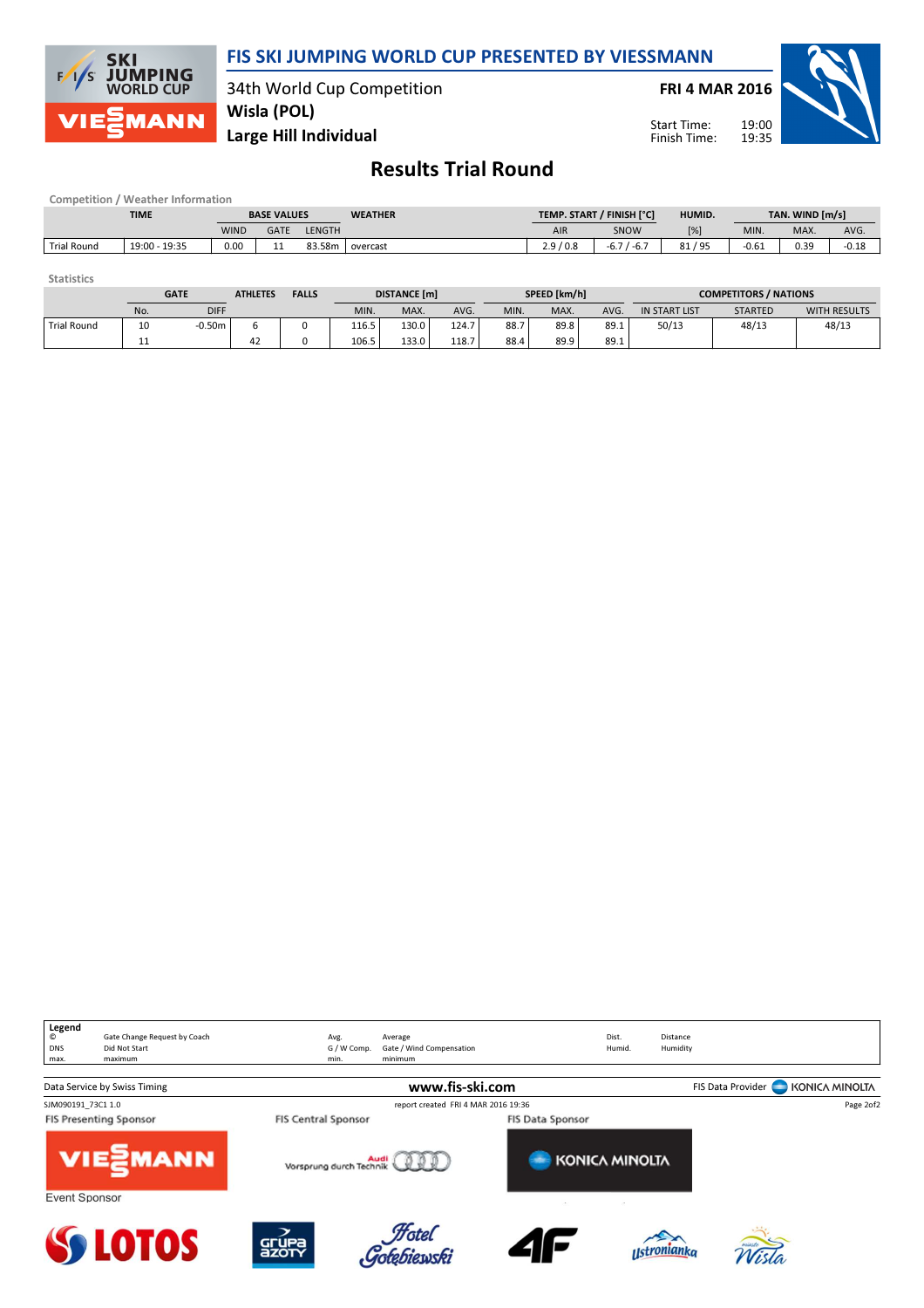# FIS SKI JUMPING WORLD CUP PRESENTED BY VIESSMANN

34th World Cup Competition

**Wisla (POL)**

**Large Hill Individual**

**FRI 4 MAR 2016**

Start Time: 19:00
Finish Time: 19:35

## Results Trial Round

Competition / Weather Information

| | TIME | BASE VALUES | | | WEATHER | TEMP. START / FINISH [°C] | | HUMID. | TAN. WIND [m/s] | | |
|---|---|---|---|---|---|---|---|---|---|---|---|
| | | WIND | GATE | LENGTH | | AIR | SNOW | [%] | MIN. | MAX. | AVG. |
| Trial Round | 19:00 - 19:35 | 0.00 | 11 | 83.58m | overcast | 2.9 / 0.8 | -6.7 / -6.7 | 81 / 95 | -0.61 | 0.39 | -0.18 |

Statistics

| | GATE | | ATHLETES | FALLS | DISTANCE [m] | | | SPEED [km/h] | | | COMPETITORS / NATIONS | | |
|---|---|---|---|---|---|---|---|---|---|---|---|---|---|
| | No. | DIFF | | | MIN. | MAX. | AVG. | MIN. | MAX. | AVG. | IN START LIST | STARTED | WITH RESULTS |
| Trial Round | 10 | -0.50m | 6 | 0 | 116.5 | 130.0 | 124.7 | 88.7 | 89.8 | 89.1 | 50/13 | 48/13 | 48/13 |
| | 11 | | 42 | 0 | 106.5 | 133.0 | 118.7 | 88.4 | 89.9 | 89.1 | | | |

| Legend | | | | | |
|---|---|---|---|---|---|
| © | Gate Change Request by Coach | Avg. | Average | Dist. | Distance |
| DNS | Did Not Start | G / W Comp. | Gate / Wind Compensation | Humid. | Humidity |
| max. | maximum | min. | minimum | | |

Data Service by Swiss Timing — www.fis-ski.com — FIS Data Provider KONICA MINOLTA

SJM090191_73C1 1.0 — report created FRI 4 MAR 2016 19:36

FIS Presenting Sponsor — FIS Central Sponsor — FIS Data Sponsor

Event Sponsor